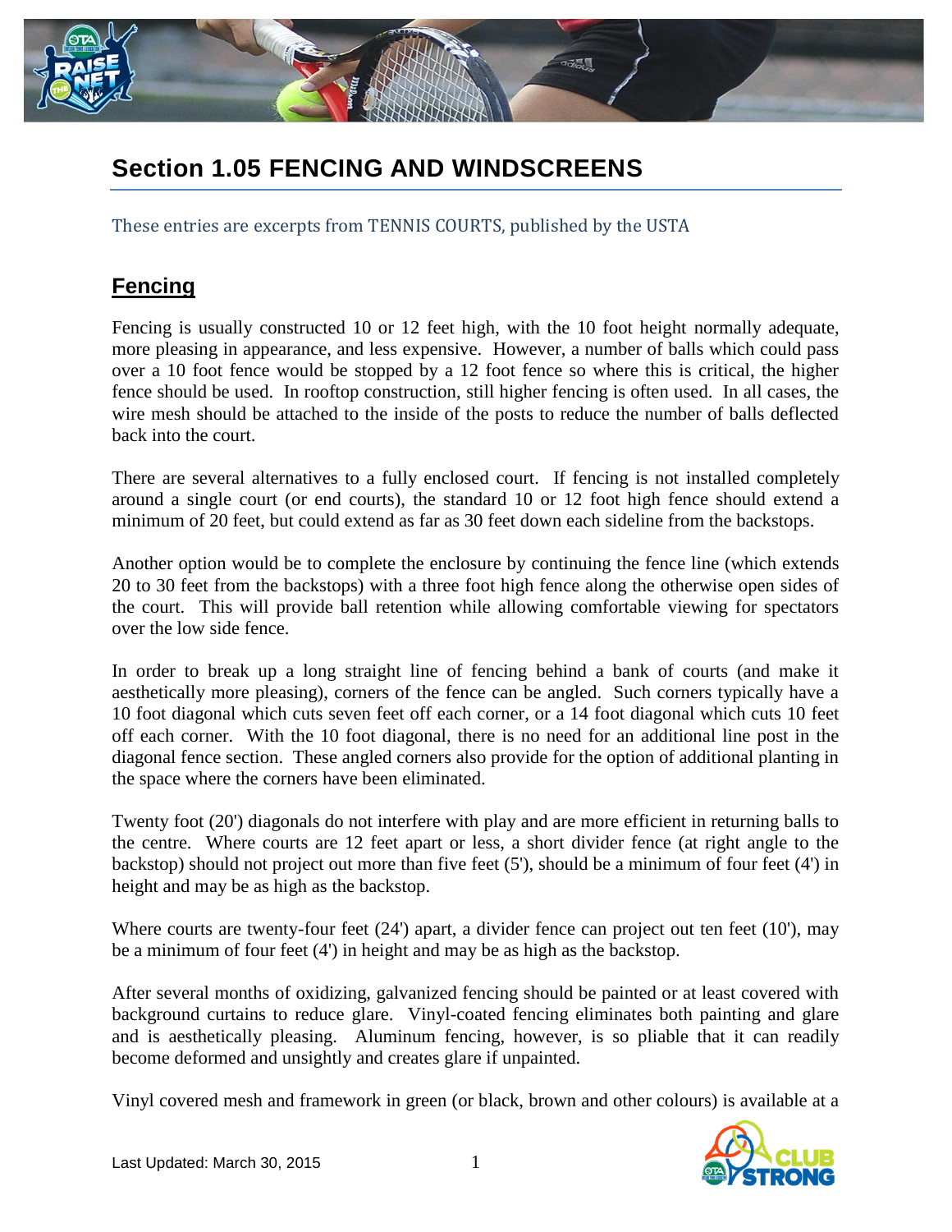# Section 1.05 FENCING AND WINDSCREENS

These entries are excerpts from TENNIS COURTS, published by the USTA

## Fencing

Fencing is usually constructed 10 or 12 feet high, with the 10 foot height normally adequate, more pleasing in appearance, and less expensive. However, a number of balls which could pass over a 10 foot fence would be stopped by a 12 foot fence so where this is critical, the higher fence should be used. In rooftop construction, still higher fencing is often used. In all cases, the wire mesh should be attached to the inside of the posts to reduce the number of balls deflected back into the court.

There are several alternatives to a fully enclosed court. If fencing is not installed completely around a single court (or end courts), the standard 10 or 12 foot high fence should extend a minimum of 20 feet, but could extend as far as 30 feet down each sideline from the backstops.

Another option would be to complete the enclosure by continuing the fence line (which extends 20 to 30 feet from the backstops) with a three foot high fence along the otherwise open sides of the court. This will provide ball retention while allowing comfortable viewing for spectators over the low side fence.

In order to break up a long straight line of fencing behind a bank of courts (and make it aesthetically more pleasing), corners of the fence can be angled. Such corners typically have a 10 foot diagonal which cuts seven feet off each corner, or a 14 foot diagonal which cuts 10 feet off each corner. With the 10 foot diagonal, there is no need for an additional line post in the diagonal fence section. These angled corners also provide for the option of additional planting in the space where the corners have been eliminated.

Twenty foot (20') diagonals do not interfere with play and are more efficient in returning balls to the centre. Where courts are 12 feet apart or less, a short divider fence (at right angle to the backstop) should not project out more than five feet (5'), should be a minimum of four feet (4') in height and may be as high as the backstop.

Where courts are twenty-four feet (24') apart, a divider fence can project out ten feet (10'), may be a minimum of four feet (4') in height and may be as high as the backstop.

After several months of oxidizing, galvanized fencing should be painted or at least covered with background curtains to reduce glare. Vinyl-coated fencing eliminates both painting and glare and is aesthetically pleasing. Aluminum fencing, however, is so pliable that it can readily become deformed and unsightly and creates glare if unpainted.

Vinyl covered mesh and framework in green (or black, brown and other colours) is available at a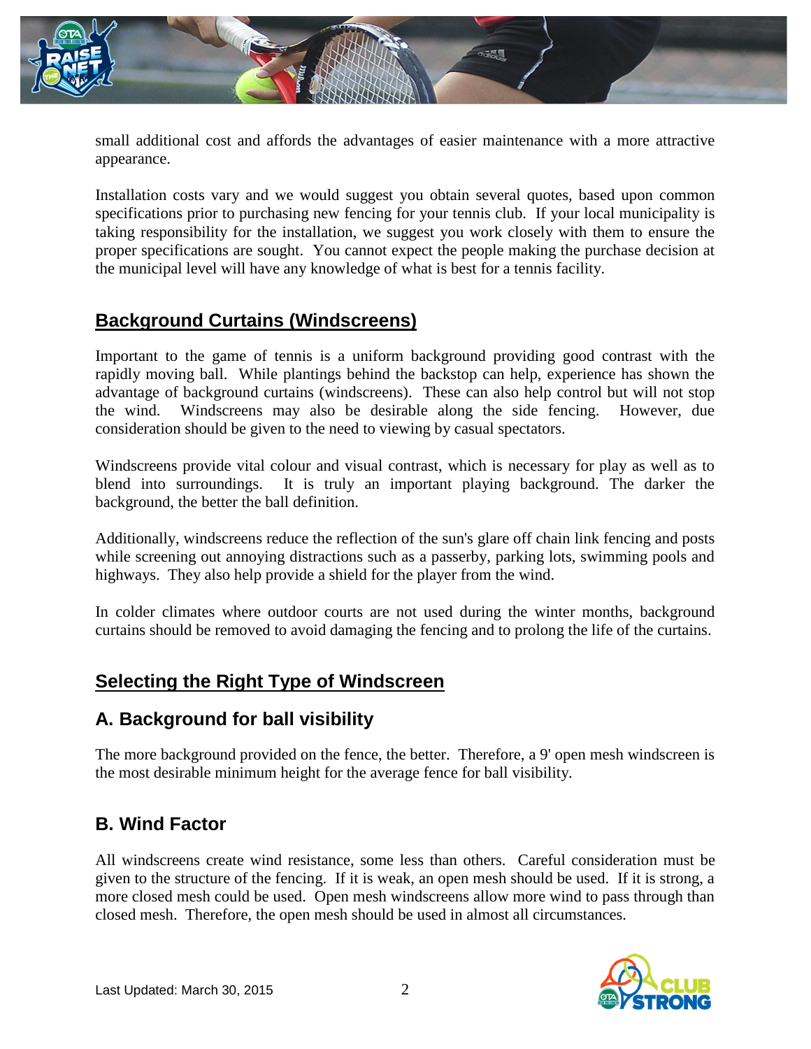small additional cost and affords the advantages of easier maintenance with a more attractive appearance.

Installation costs vary and we would suggest you obtain several quotes, based upon common specifications prior to purchasing new fencing for your tennis club. If your local municipality is taking responsibility for the installation, we suggest you work closely with them to ensure the proper specifications are sought. You cannot expect the people making the purchase decision at the municipal level will have any knowledge of what is best for a tennis facility.

## Background Curtains (Windscreens)

Important to the game of tennis is a uniform background providing good contrast with the rapidly moving ball. While plantings behind the backstop can help, experience has shown the advantage of background curtains (windscreens). These can also help control but will not stop the wind. Windscreens may also be desirable along the side fencing. However, due consideration should be given to the need to viewing by casual spectators.

Windscreens provide vital colour and visual contrast, which is necessary for play as well as to blend into surroundings. It is truly an important playing background. The darker the background, the better the ball definition.

Additionally, windscreens reduce the reflection of the sun's glare off chain link fencing and posts while screening out annoying distractions such as a passerby, parking lots, swimming pools and highways. They also help provide a shield for the player from the wind.

In colder climates where outdoor courts are not used during the winter months, background curtains should be removed to avoid damaging the fencing and to prolong the life of the curtains.

## Selecting the Right Type of Windscreen

### A. Background for ball visibility

The more background provided on the fence, the better. Therefore, a 9' open mesh windscreen is the most desirable minimum height for the average fence for ball visibility.

### B. Wind Factor

All windscreens create wind resistance, some less than others. Careful consideration must be given to the structure of the fencing. If it is weak, an open mesh should be used. If it is strong, a more closed mesh could be used. Open mesh windscreens allow more wind to pass through than closed mesh. Therefore, the open mesh should be used in almost all circumstances.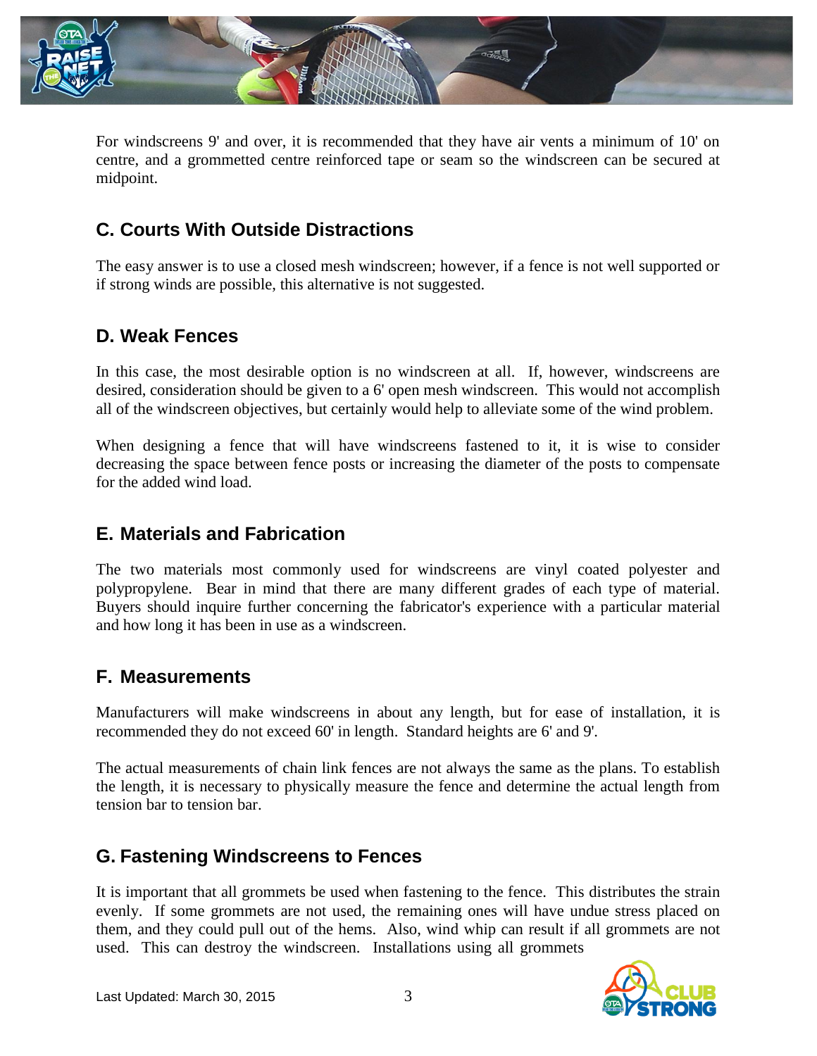For windscreens 9' and over, it is recommended that they have air vents a minimum of 10' on centre, and a grommetted centre reinforced tape or seam so the windscreen can be secured at midpoint.

## C. Courts With Outside Distractions

The easy answer is to use a closed mesh windscreen; however, if a fence is not well supported or if strong winds are possible, this alternative is not suggested.

## D. Weak Fences

In this case, the most desirable option is no windscreen at all. If, however, windscreens are desired, consideration should be given to a 6' open mesh windscreen. This would not accomplish all of the windscreen objectives, but certainly would help to alleviate some of the wind problem.

When designing a fence that will have windscreens fastened to it, it is wise to consider decreasing the space between fence posts or increasing the diameter of the posts to compensate for the added wind load.

## E. Materials and Fabrication

The two materials most commonly used for windscreens are vinyl coated polyester and polypropylene. Bear in mind that there are many different grades of each type of material. Buyers should inquire further concerning the fabricator's experience with a particular material and how long it has been in use as a windscreen.

## F. Measurements

Manufacturers will make windscreens in about any length, but for ease of installation, it is recommended they do not exceed 60' in length. Standard heights are 6' and 9'.

The actual measurements of chain link fences are not always the same as the plans. To establish the length, it is necessary to physically measure the fence and determine the actual length from tension bar to tension bar.

## G. Fastening Windscreens to Fences

It is important that all grommets be used when fastening to the fence. This distributes the strain evenly. If some grommets are not used, the remaining ones will have undue stress placed on them, and they could pull out of the hems. Also, wind whip can result if all grommets are not used. This can destroy the windscreen. Installations using all grommets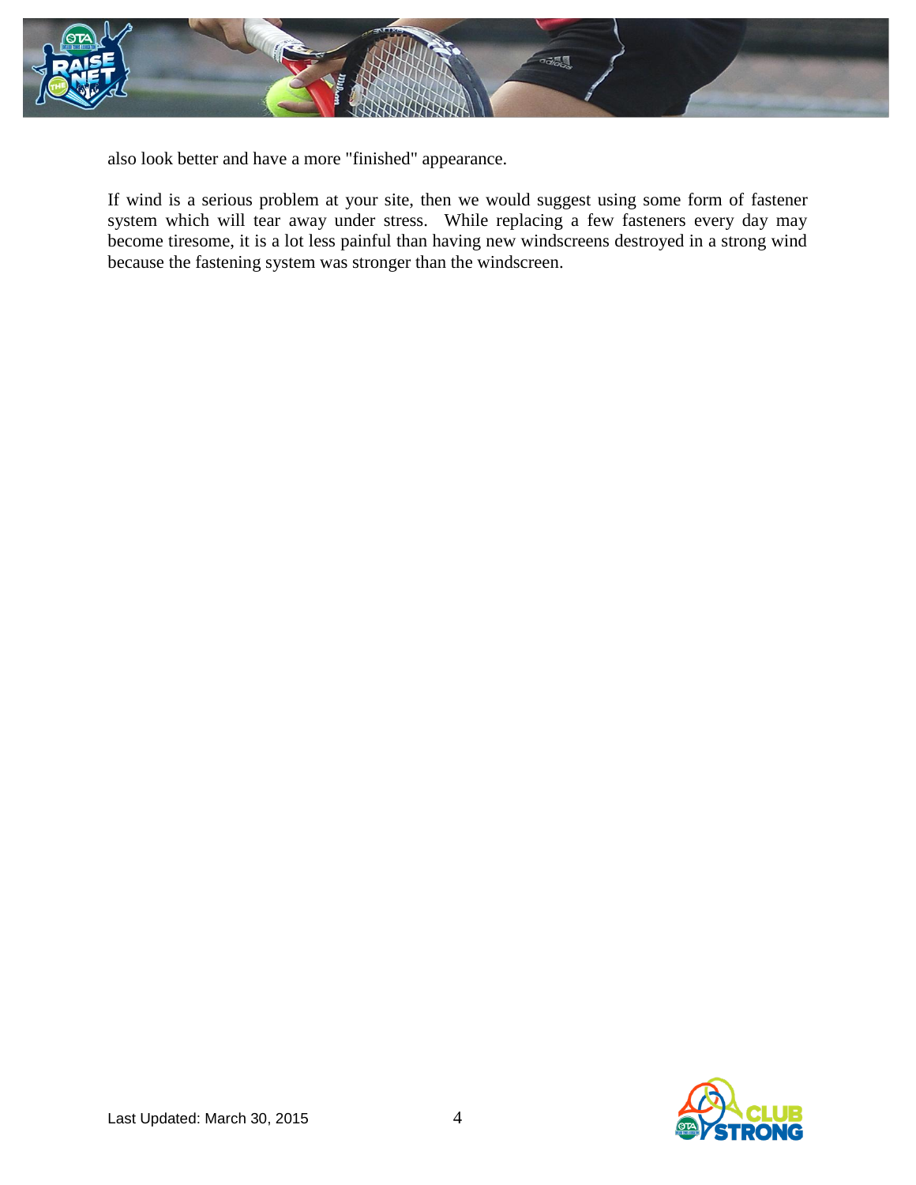also look better and have a more "finished" appearance.

If wind is a serious problem at your site, then we would suggest using some form of fastener system which will tear away under stress. While replacing a few fasteners every day may become tiresome, it is a lot less painful than having new windscreens destroyed in a strong wind because the fastening system was stronger than the windscreen.